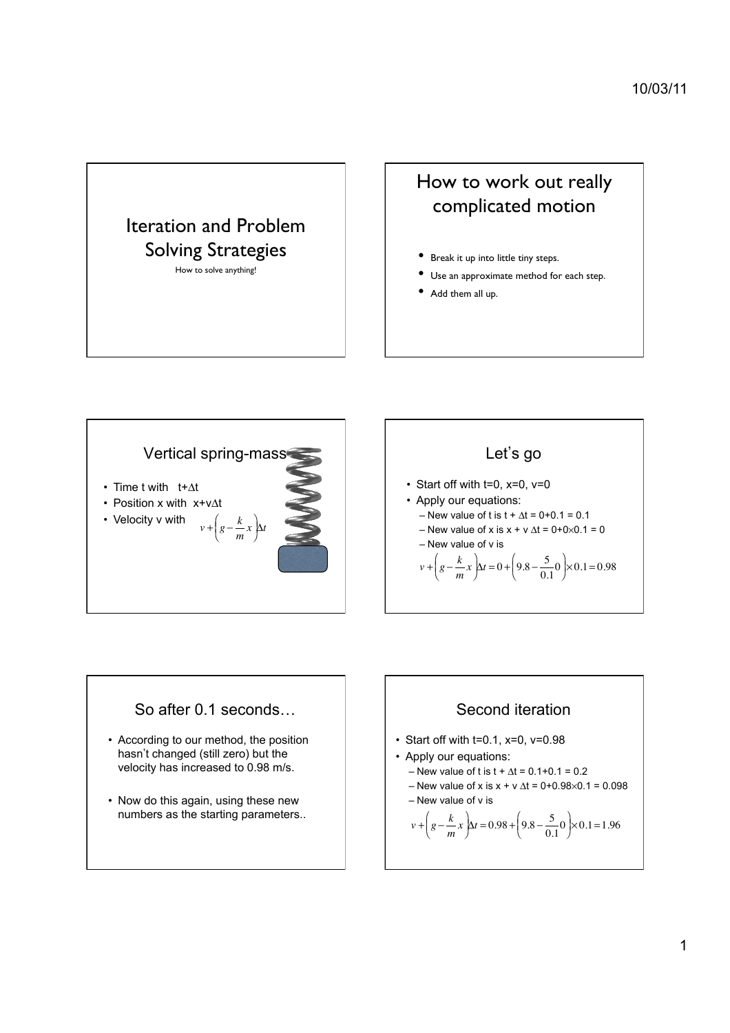# Iteration and Problem Solving Strategies

How to solve anything!

## How to work out really complicated motion

- Break it up into little tiny steps.
- Use an approximate method for each step.
- Add them all up.

## Vertical spring-mass

- Time t with $t+\Delta t$
- Position x with $x+v\Delta t$
- Velocity v with $v+\left(g-\frac{k}{m}x\right)\Delta t$

## Let's go

- Start off with t=0, x=0, v=0
- Apply our equations:
  - New value of t is $t + \Delta t = 0+0.1 = 0.1$
  - New value of x is $x + v\,\Delta t = 0+0\times0.1 = 0$
  - New value of v is

$$v+\left(g-\frac{k}{m}x\right)\Delta t=0+\left(9.8-\frac{5}{0.1}0\right)\times0.1=0.98$$

## So after 0.1 seconds…

- According to our method, the position hasn't changed (still zero) but the velocity has increased to 0.98 m/s.
- Now do this again, using these new numbers as the starting parameters..

## Second iteration

- Start off with t=0.1, x=0, v=0.98
- Apply our equations:
  - New value of t is $t + \Delta t = 0.1+0.1 = 0.2$
  - New value of x is $x + v\,\Delta t = 0+0.98\times0.1 = 0.098$
  - New value of v is

$$v+\left(g-\frac{k}{m}x\right)\Delta t=0.98+\left(9.8-\frac{5}{0.1}0\right)\times0.1=1.96$$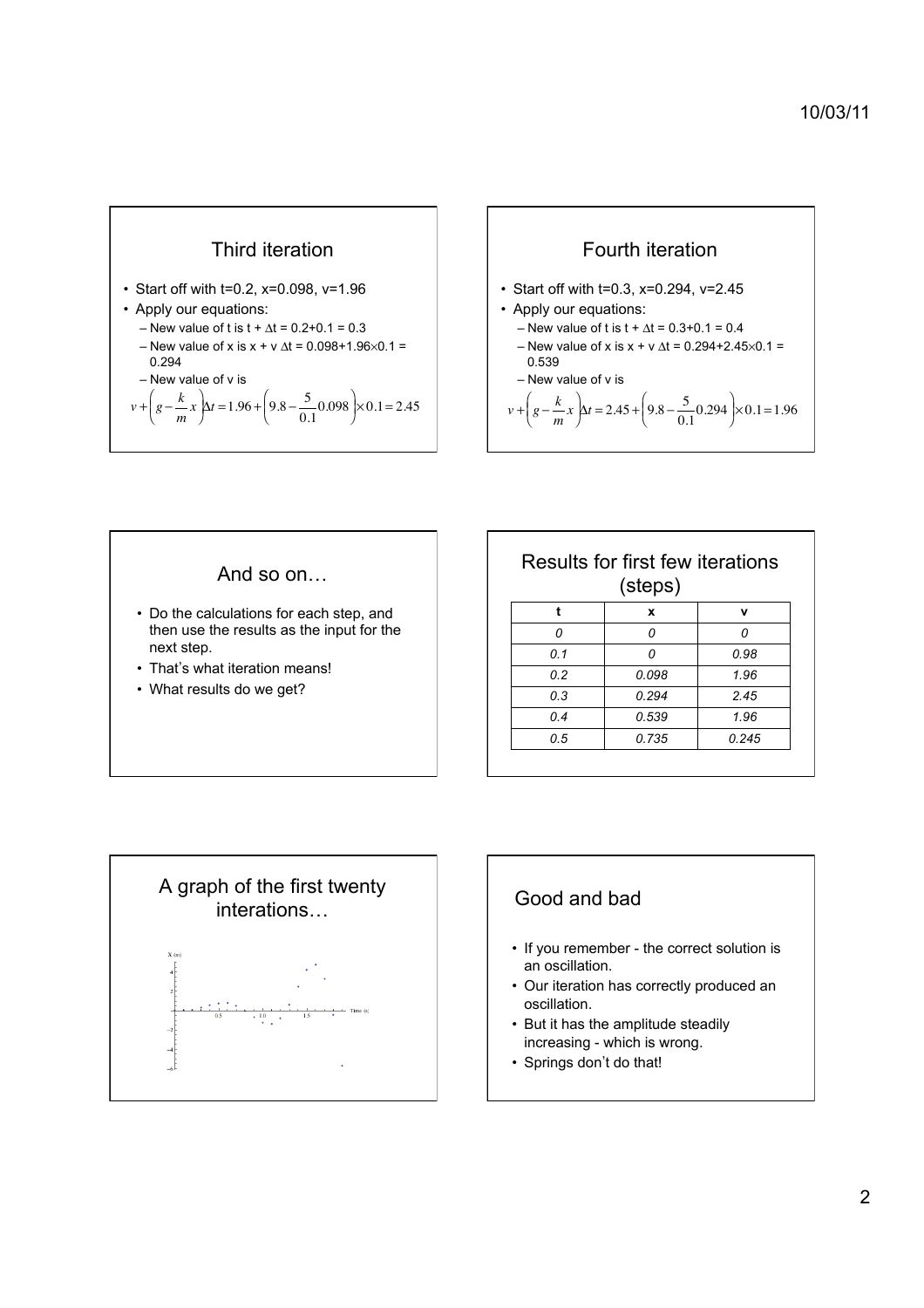## Third iteration

- Start off with t=0.2, x=0.098, v=1.96
- Apply our equations:
  - New value of t is t + $\Delta$t = 0.2+0.1 = 0.3
  - New value of x is x + v $\Delta$t = 0.098+1.96×0.1 = 0.294
  - New value of v is

$$v + \left(g - \frac{k}{m}x\right)\Delta t = 1.96 + \left(9.8 - \frac{5}{0.1}0.098\right) \times 0.1 = 2.45$$

## Fourth iteration

- Start off with t=0.3, x=0.294, v=2.45
- Apply our equations:
  - New value of t is t + $\Delta$t = 0.3+0.1 = 0.4
  - New value of x is x + v $\Delta$t = 0.294+2.45×0.1 = 0.539
  - New value of v is

$$v + \left(g - \frac{k}{m}x\right)\Delta t = 2.45 + \left(9.8 - \frac{5}{0.1}0.294\right) \times 0.1 = 1.96$$

## And so on…

- Do the calculations for each step, and then use the results as the input for the next step.
- That's what iteration means!
- What results do we get?

## Results for first few iterations (steps)

| t | x | v |
|---|---|---|
| *0* | *0* | *0* |
| *0.1* | *0* | *0.98* |
| *0.2* | *0.098* | *1.96* |
| *0.3* | *0.294* | *2.45* |
| *0.4* | *0.539* | *1.96* |
| *0.5* | *0.735* | *0.245* |

## A graph of the first twenty interations…

## Good and bad

- If you remember - the correct solution is an oscillation.
- Our iteration has correctly produced an oscillation.
- But it has the amplitude steadily increasing - which is wrong.
- Springs don't do that!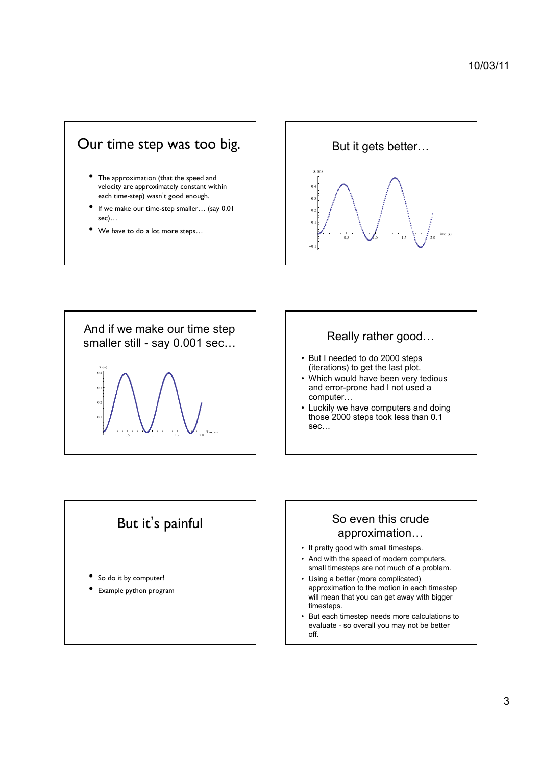## Our time step was too big.

- The approximation (that the speed and velocity are approximately constant within each time-step) wasn't good enough.
- If we make our time-step smaller… (say 0.01 sec)…
- We have to do a lot more steps…

## But it gets better…

## And if we make our time step smaller still - say 0.001 sec…

## Really rather good…

- But I needed to do 2000 steps (iterations) to get the last plot.
- Which would have been very tedious and error-prone had I not used a computer…
- Luckily we have computers and doing those 2000 steps took less than 0.1 sec…

## But it's painful

- So do it by computer!
- Example python program

## So even this crude approximation…

- It pretty good with small timesteps.
- And with the speed of modern computers, small timesteps are not much of a problem.
- Using a better (more complicated) approximation to the motion in each timestep will mean that you can get away with bigger timesteps.
- But each timestep needs more calculations to evaluate - so overall you may not be better off.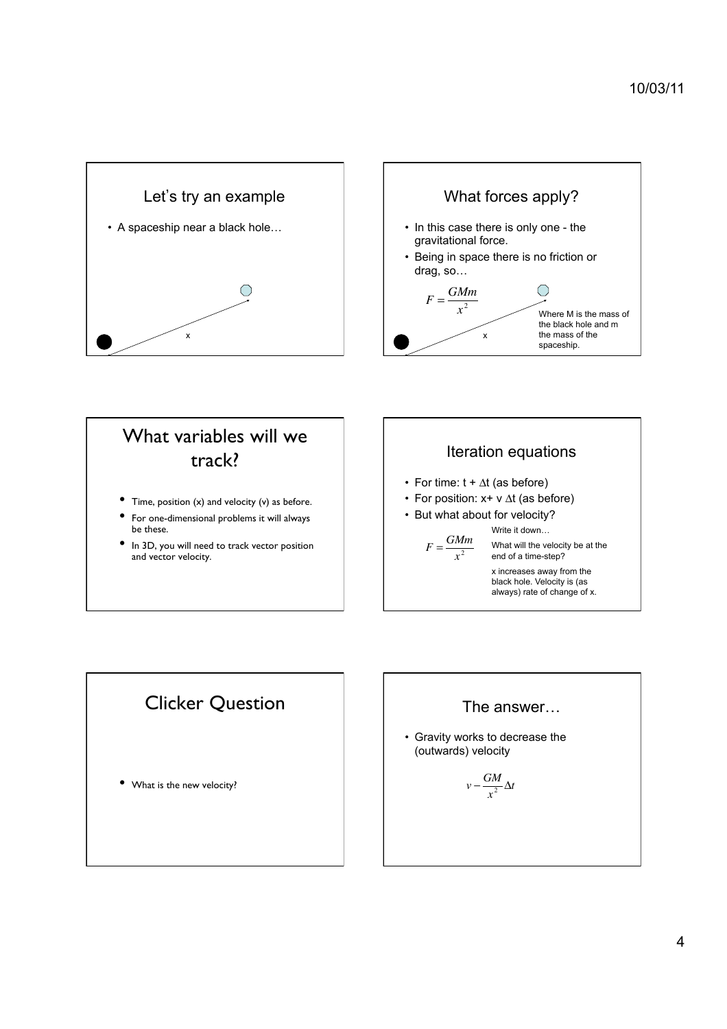## Let's try an example

- A spaceship near a black hole…

x

## What forces apply?

- In this case there is only one - the gravitational force.
- Being in space there is no friction or drag, so…

$$F = \frac{GMm}{x^2}$$

Where M is the mass of the black hole and m the mass of the spaceship.

x

## What variables will we track?

- Time, position (x) and velocity (v) as before.
- For one-dimensional problems it will always be these.
- In 3D, you will need to track vector position and vector velocity.

## Iteration equations

- For time: $t + \Delta t$ (as before)
- For position: $x + v\,\Delta t$ (as before)
- But what about for velocity?

$$F = \frac{GMm}{x^2}$$

Write it down…

What will the velocity be at the end of a time-step?

x increases away from the black hole. Velocity is (as always) rate of change of x.

## Clicker Question

- What is the new velocity?

## The answer…

- Gravity works to decrease the (outwards) velocity

$$v - \frac{GM}{x^2}\Delta t$$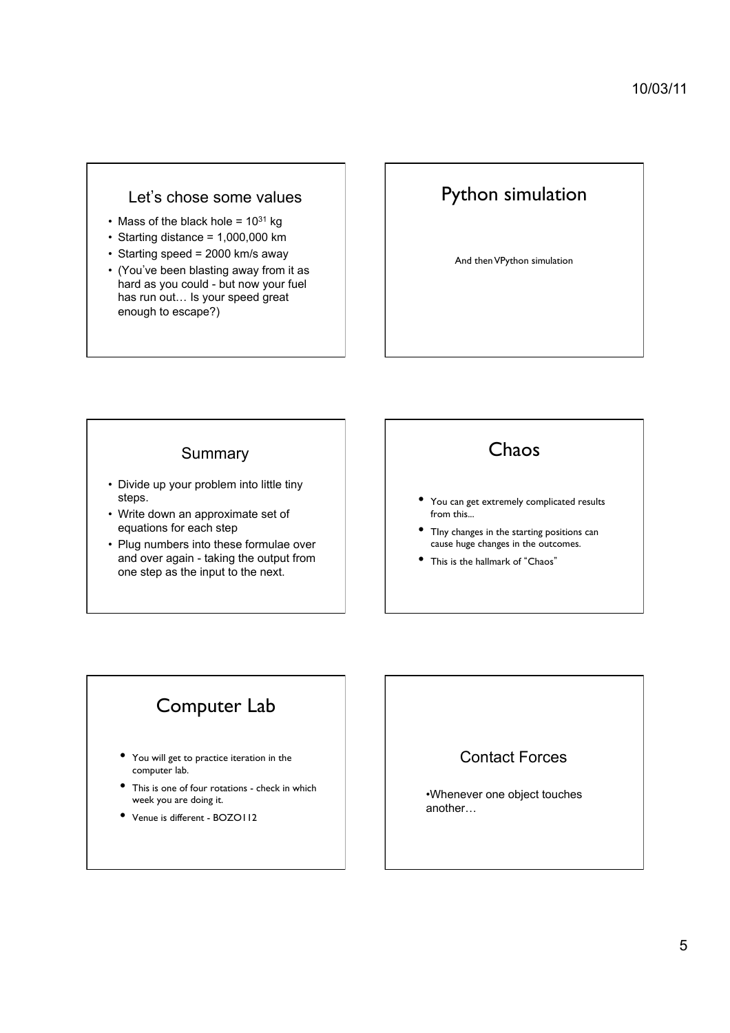## Let's chose some values

- Mass of the black hole = $10^{31}$ kg
- Starting distance = 1,000,000 km
- Starting speed = 2000 km/s away
- (You've been blasting away from it as hard as you could - but now your fuel has run out… Is your speed great enough to escape?)

## Python simulation

And then VPython simulation

## Summary

- Divide up your problem into little tiny steps.
- Write down an approximate set of equations for each step
- Plug numbers into these formulae over and over again - taking the output from one step as the input to the next.

## Chaos

- You can get extremely complicated results from this...
- TIny changes in the starting positions can cause huge changes in the outcomes.
- This is the hallmark of "Chaos"

## Computer Lab

- You will get to practice iteration in the computer lab.
- This is one of four rotations - check in which week you are doing it.
- Venue is different - BOZO112

## Contact Forces

•Whenever one object touches another…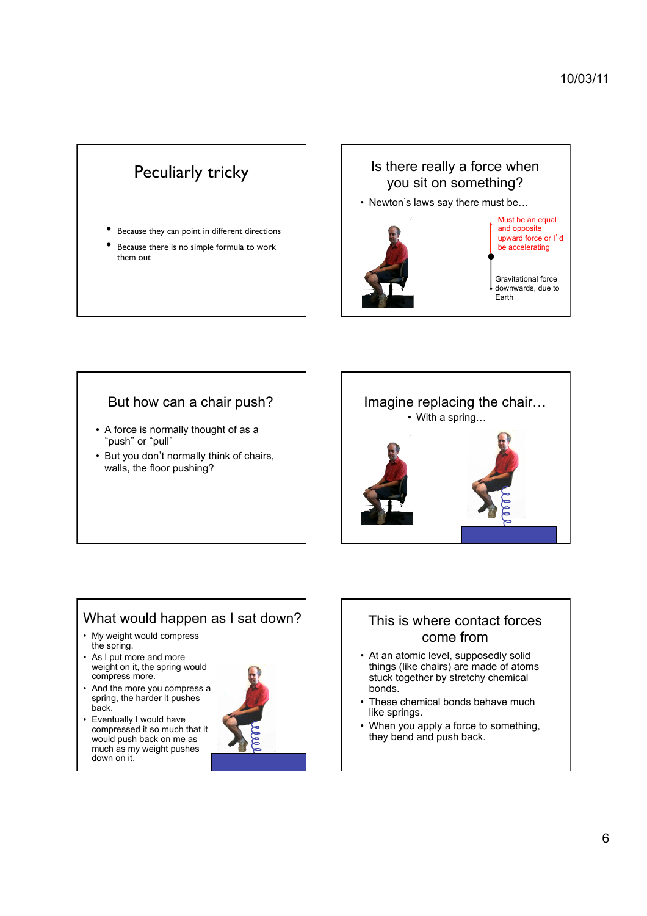## Peculiarly tricky

- Because they can point in different directions
- Because there is no simple formula to work them out

## Is there really a force when you sit on something?

- Newton's laws say there must be…

Must be an equal and opposite upward force or I'd be accelerating

Gravitational force downwards, due to Earth

## But how can a chair push?

- A force is normally thought of as a "push" or "pull"
- But you don't normally think of chairs, walls, the floor pushing?

## Imagine replacing the chair…

- With a spring…

## What would happen as I sat down?

- My weight would compress the spring.
- As I put more and more weight on it, the spring would compress more.
- And the more you compress a spring, the harder it pushes back.
- Eventually I would have compressed it so much that it would push back on me as much as my weight pushes down on it.

## This is where contact forces come from

- At an atomic level, supposedly solid things (like chairs) are made of atoms stuck together by stretchy chemical bonds.
- These chemical bonds behave much like springs.
- When you apply a force to something, they bend and push back.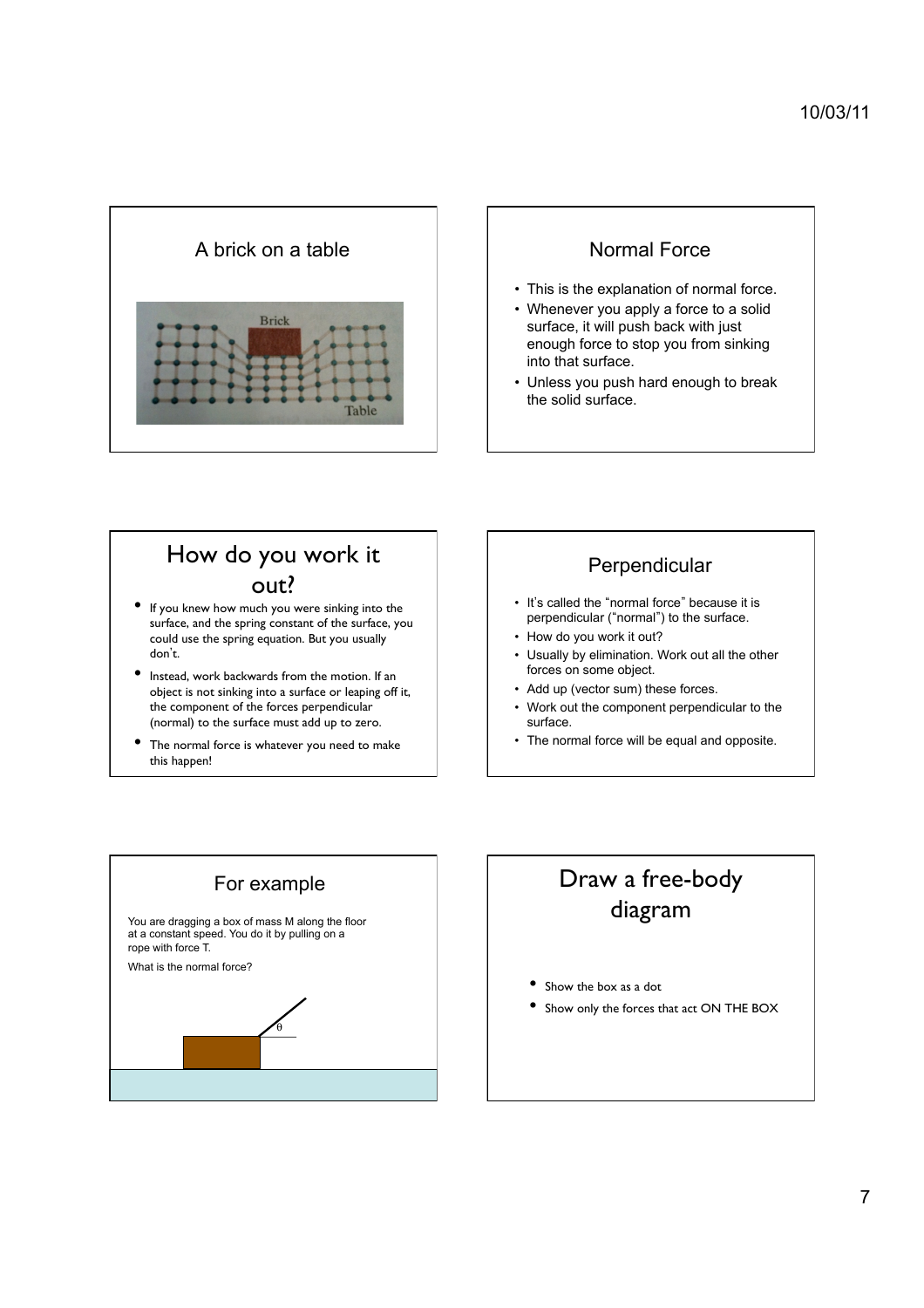## A brick on a table

## Normal Force

- This is the explanation of normal force.
- Whenever you apply a force to a solid surface, it will push back with just enough force to stop you from sinking into that surface.
- Unless you push hard enough to break the solid surface.

## How do you work it out?

- If you knew how much you were sinking into the surface, and the spring constant of the surface, you could use the spring equation. But you usually don't.
- Instead, work backwards from the motion. If an object is not sinking into a surface or leaping off it, the component of the forces perpendicular (normal) to the surface must add up to zero.
- The normal force is whatever you need to make this happen!

## Perpendicular

- It's called the "normal force" because it is perpendicular ("normal") to the surface.
- How do you work it out?
- Usually by elimination. Work out all the other forces on some object.
- Add up (vector sum) these forces.
- Work out the component perpendicular to the surface.
- The normal force will be equal and opposite.

## For example

You are dragging a box of mass M along the floor at a constant speed. You do it by pulling on a rope with force T.

What is the normal force?

## Draw a free-body diagram

- Show the box as a dot
- Show only the forces that act ON THE BOX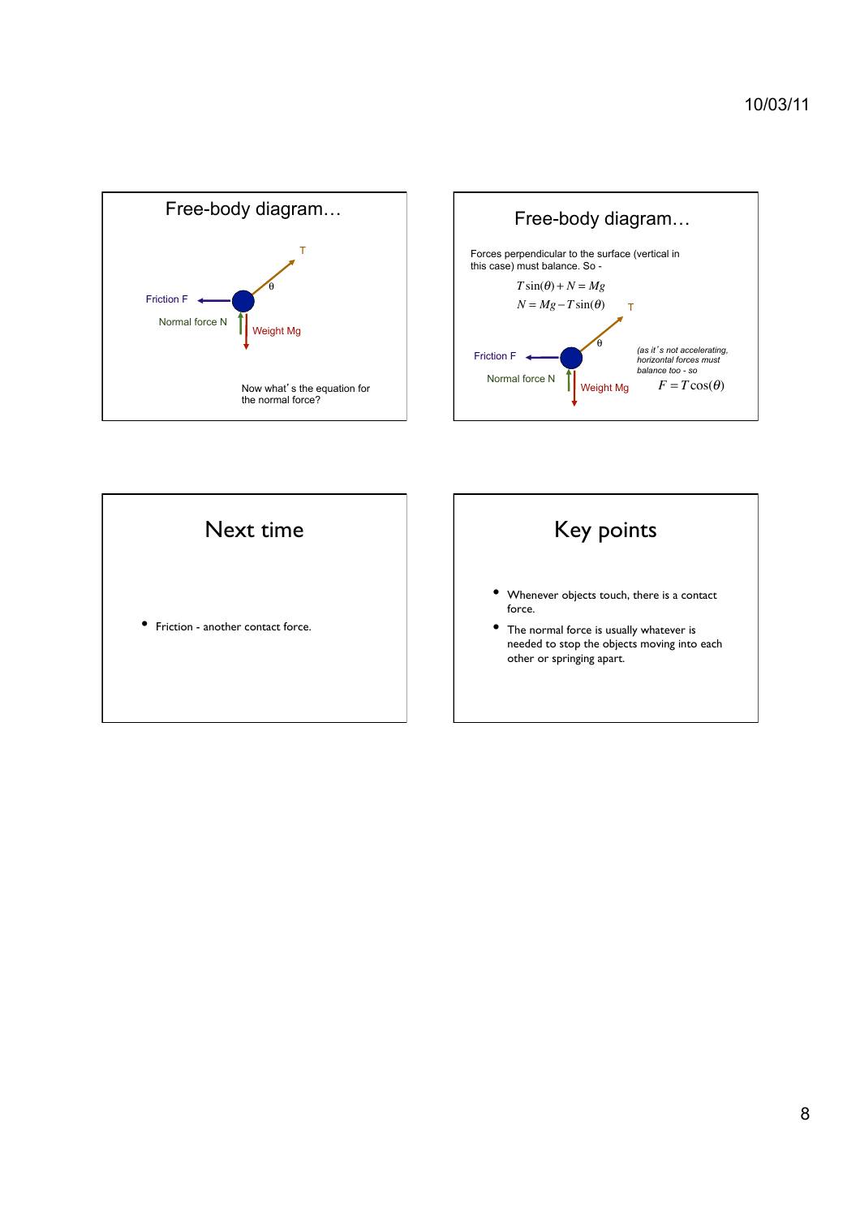## Free-body diagram…

T

θ

Friction F

Normal force N

Weight Mg

Now what's the equation for the normal force?

## Free-body diagram…

Forces perpendicular to the surface (vertical in this case) must balance. So -

$$T\sin(\theta) + N = Mg$$

$$N = Mg - T\sin(\theta)$$

T

θ

Friction F

Normal force N

Weight Mg

*(as it's not accelerating, horizontal forces must balance too - so*

$$F = T\cos(\theta)$$

## Next time

- Friction - another contact force.

## Key points

- Whenever objects touch, there is a contact force.
- The normal force is usually whatever is needed to stop the objects moving into each other or springing apart.